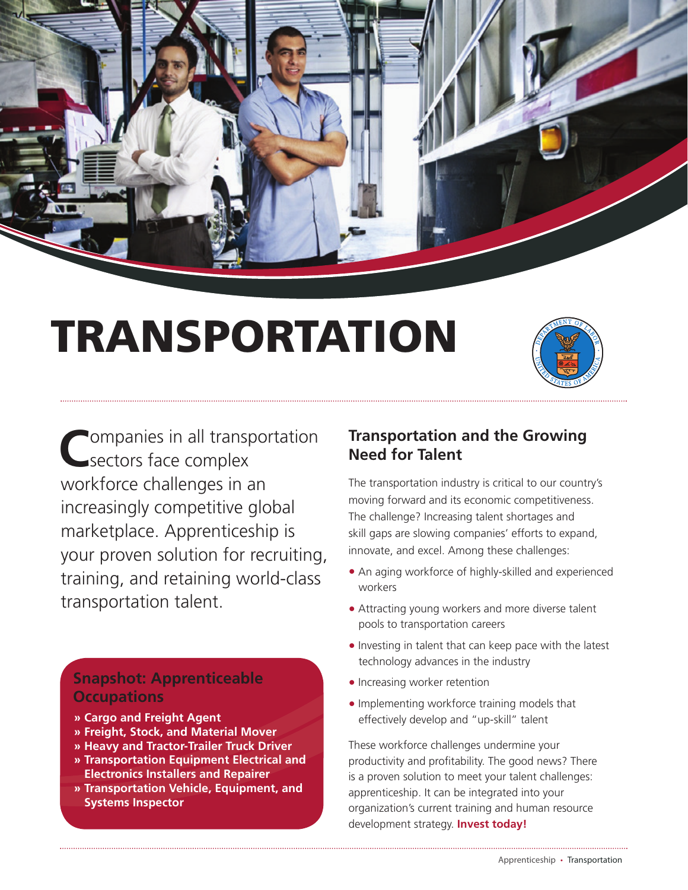# TRANSPORTATION

Companies in all transportation sectors face complex workforce challenges in an increasingly competitive global marketplace. Apprenticeship is your proven solution for recruiting, training, and retaining world-class transportation talent.

## Snapshot: Apprenticeable Occupations

- **» Cargo and Freight Agent**
- **» Freight, Stock, and Material Mover**
- **» Heavy and Tractor-Trailer Truck Driver**
- **» Transportation Equipment Electrical and Electronics Installers and Repairer**
- **» Transportation Vehicle, Equipment, and Systems Inspector**

## Transportation and the Growing Need for Talent

The transportation industry is critical to our country's moving forward and its economic competitiveness. The challenge? Increasing talent shortages and skill gaps are slowing companies' efforts to expand, innovate, and excel. Among these challenges:

- An aging workforce of highly-skilled and experienced workers
- Attracting young workers and more diverse talent pools to transportation careers
- Investing in talent that can keep pace with the latest technology advances in the industry
- Increasing worker retention
- Implementing workforce training models that effectively develop and "up-skill" talent

These workforce challenges undermine your productivity and profitability. The good news? There is a proven solution to meet your talent challenges: apprenticeship. It can be integrated into your organization's current training and human resource development strategy. **Invest today!**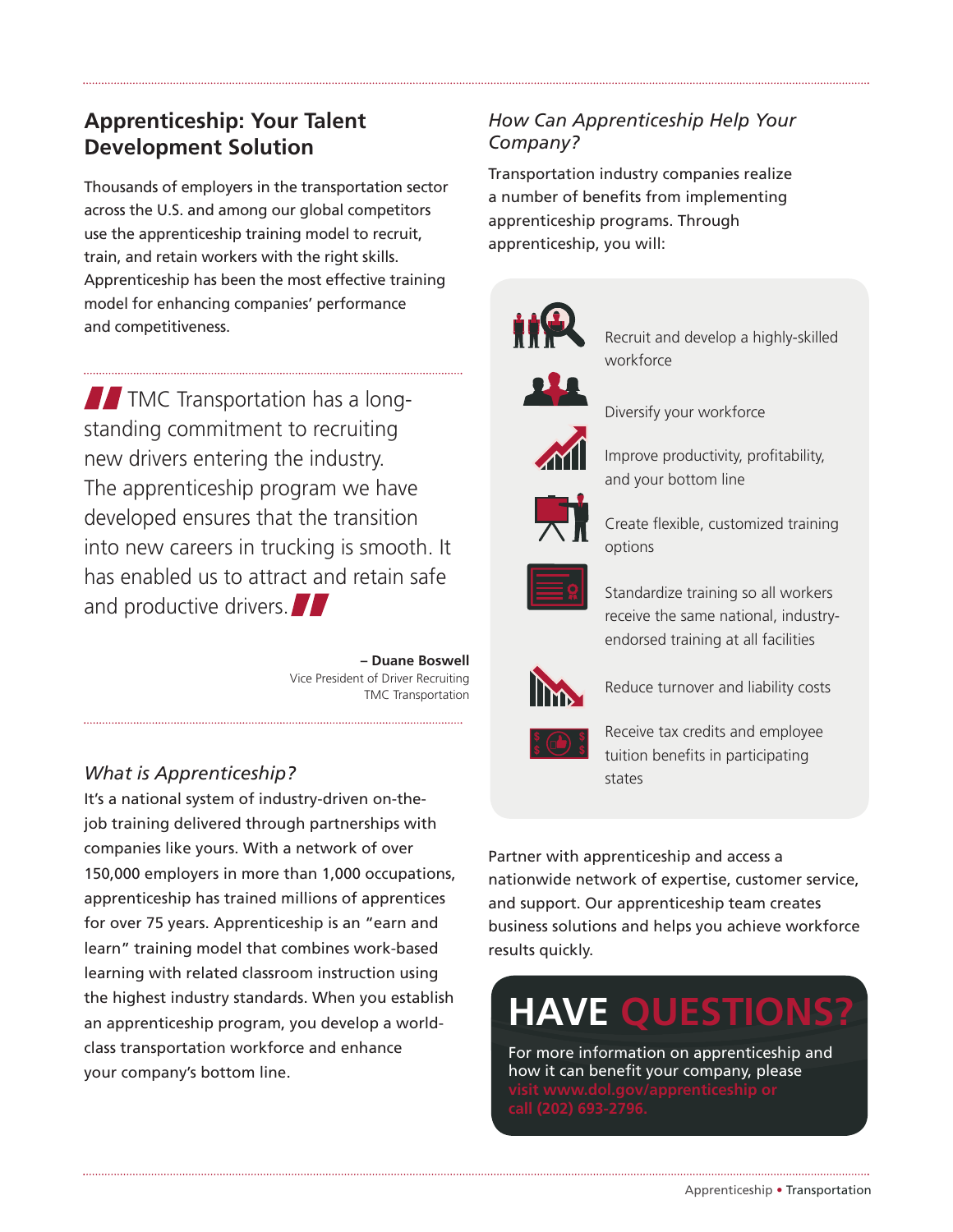## Apprenticeship: Your Talent Development Solution

Thousands of employers in the transportation sector across the U.S. and among our global competitors use the apprenticeship training model to recruit, train, and retain workers with the right skills. Apprenticeship has been the most effective training model for enhancing companies' performance and competitiveness.

> TMC Transportation has a long-standing commitment to recruiting new drivers entering the industry. The apprenticeship program we have developed ensures that the transition into new careers in trucking is smooth. It has enabled us to attract and retain safe and productive drivers.
>
> **– Duane Boswell**
> Vice President of Driver Recruiting
> TMC Transportation

### *What is Apprenticeship?*

It's a national system of industry-driven on-the-job training delivered through partnerships with companies like yours. With a network of over 150,000 employers in more than 1,000 occupations, apprenticeship has trained millions of apprentices for over 75 years. Apprenticeship is an "earn and learn" training model that combines work-based learning with related classroom instruction using the highest industry standards. When you establish an apprenticeship program, you develop a world-class transportation workforce and enhance your company's bottom line.

### *How Can Apprenticeship Help Your Company?*

Transportation industry companies realize a number of benefits from implementing apprenticeship programs. Through apprenticeship, you will:

- Recruit and develop a highly-skilled workforce
- Diversify your workforce
- Improve productivity, profitability, and your bottom line
- Create flexible, customized training options
- Standardize training so all workers receive the same national, industry-endorsed training at all facilities
- Reduce turnover and liability costs
- Receive tax credits and employee tuition benefits in participating states

Partner with apprenticeship and access a nationwide network of expertise, customer service, and support. Our apprenticeship team creates business solutions and helps you achieve workforce results quickly.

## HAVE QUESTIONS?

For more information on apprenticeship and how it can benefit your company, please **visit www.dol.gov/apprenticeship or call (202) 693-2796.**